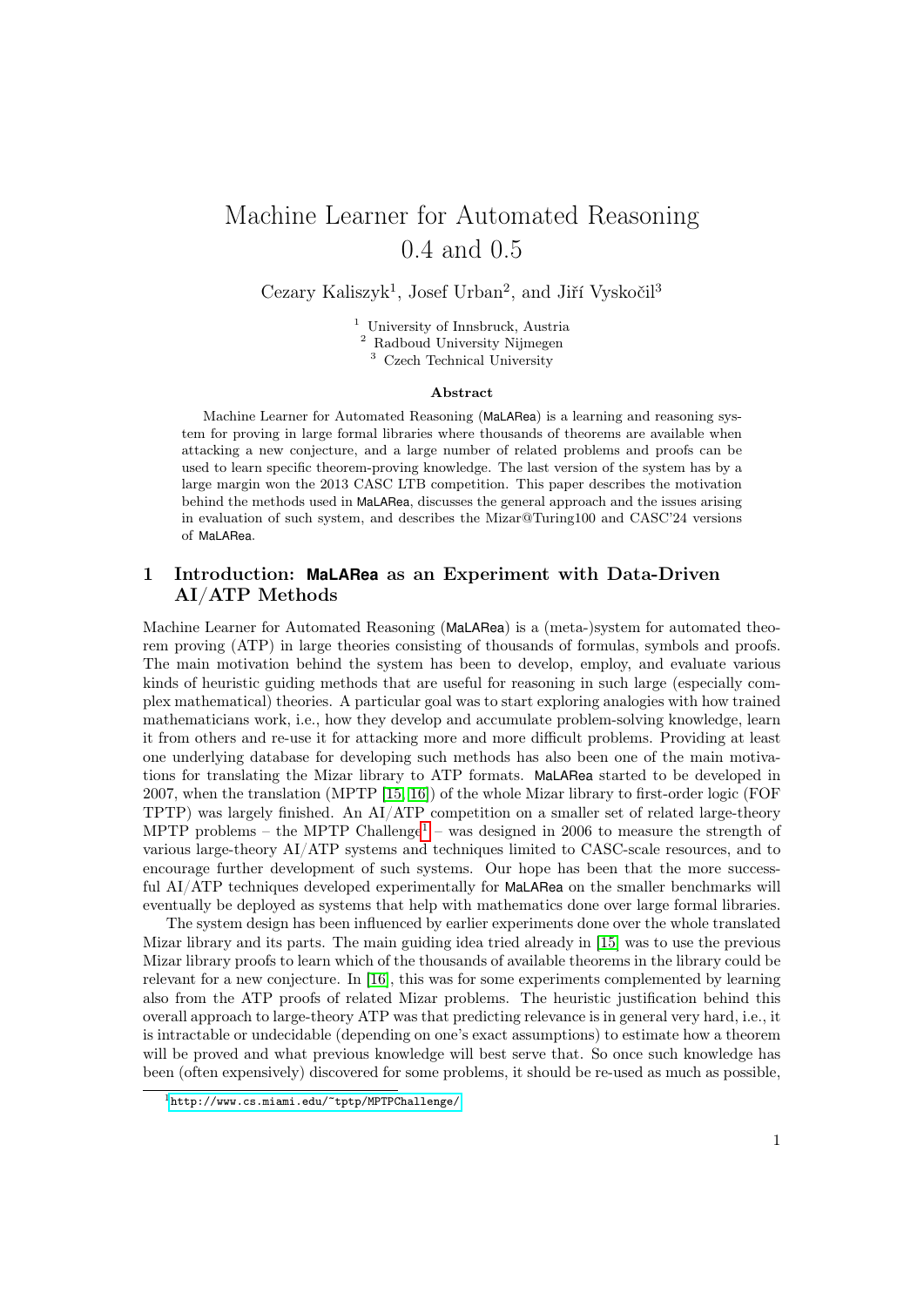# Machine Learner for Automated Reasoning 0.4 and 0.5

Cezary Kaliszyk[1], Josef Urban[2], and Jiří Vyskočil[3]

[1] University of Innsbruck, Austria
[2] Radboud University Nijmegen
[3] Czech Technical University

### Abstract

Machine Learner for Automated Reasoning (MaLARea) is a learning and reasoning system for proving in large formal libraries where thousands of theorems are available when attacking a new conjecture, and a large number of related problems and proofs can be used to learn specific theorem-proving knowledge. The last version of the system has by a large margin won the 2013 CASC LTB competition. This paper describes the motivation behind the methods used in MaLARea, discusses the general approach and the issues arising in evaluation of such system, and describes the Mizar@Turing100 and CASC'24 versions of MaLARea.

## 1 Introduction: **MaLARea** as an Experiment with Data-Driven AI/ATP Methods

Machine Learner for Automated Reasoning (MaLARea) is a (meta-)system for automated theorem proving (ATP) in large theories consisting of thousands of formulas, symbols and proofs. The main motivation behind the system has been to develop, employ, and evaluate various kinds of heuristic guiding methods that are useful for reasoning in such large (especially complex mathematical) theories. A particular goal was to start exploring analogies with how trained mathematicians work, i.e., how they develop and accumulate problem-solving knowledge, learn it from others and re-use it for attacking more and more difficult problems. Providing at least one underlying database for developing such methods has also been one of the main motivations for translating the Mizar library to ATP formats. MaLARea started to be developed in 2007, when the translation (MPTP [15, 16]) of the whole Mizar library to first-order logic (FOF TPTP) was largely finished. An AI/ATP competition on a smaller set of related large-theory MPTP problems – the MPTP Challenge[1] – was designed in 2006 to measure the strength of various large-theory AI/ATP systems and techniques limited to CASC-scale resources, and to encourage further development of such systems. Our hope has been that the more successful AI/ATP techniques developed experimentally for MaLARea on the smaller benchmarks will eventually be deployed as systems that help with mathematics done over large formal libraries.

The system design has been influenced by earlier experiments done over the whole translated Mizar library and its parts. The main guiding idea tried already in [15] was to use the previous Mizar library proofs to learn which of the thousands of available theorems in the library could be relevant for a new conjecture. In [16], this was for some experiments complemented by learning also from the ATP proofs of related Mizar problems. The heuristic justification behind this overall approach to large-theory ATP was that predicting relevance is in general very hard, i.e., it is intractable or undecidable (depending on one's exact assumptions) to estimate how a theorem will be proved and what previous knowledge will best serve that. So once such knowledge has been (often expensively) discovered for some problems, it should be re-used as much as possible,

[1] http://www.cs.miami.edu/~tptp/MPTPChallenge/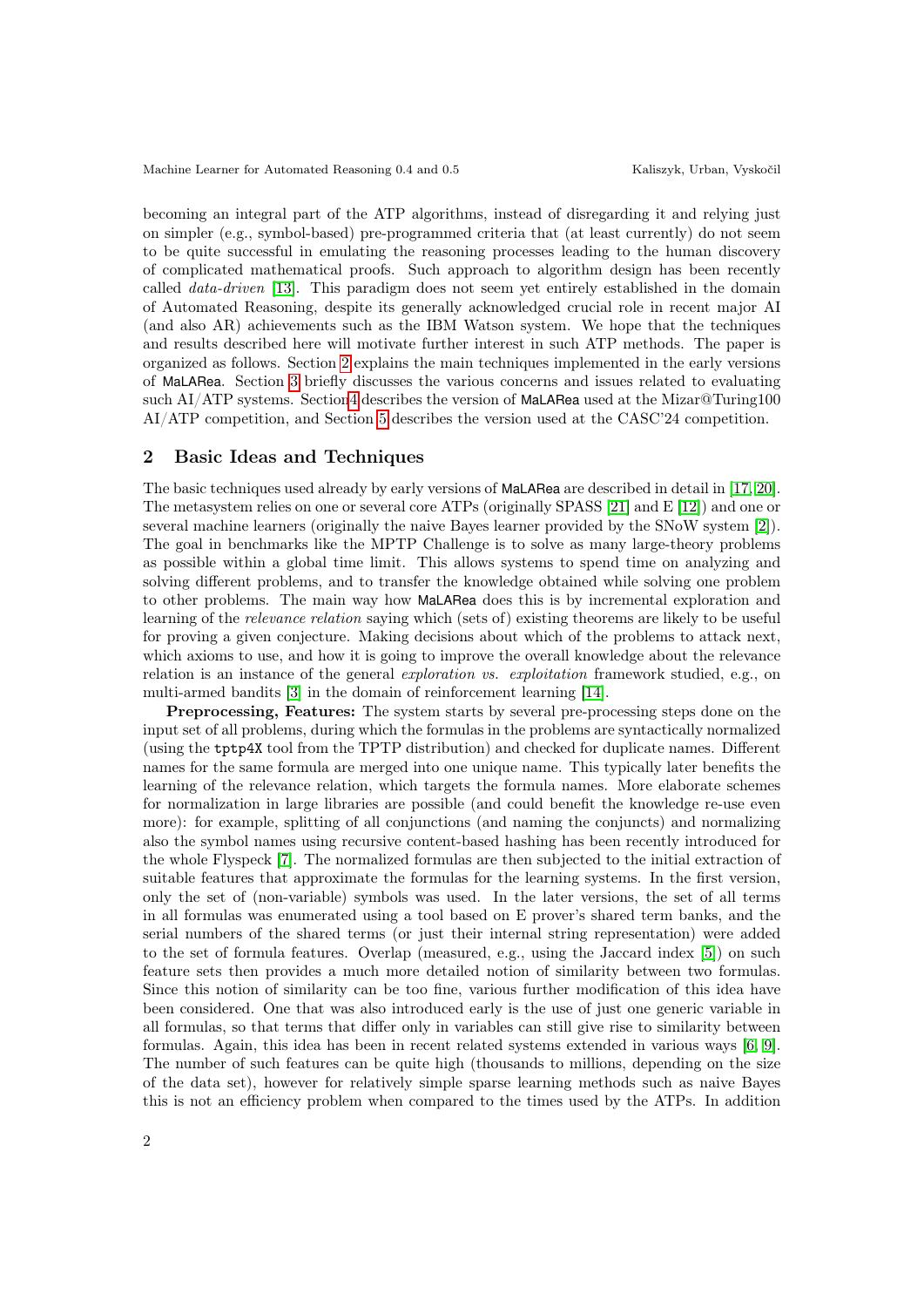becoming an integral part of the ATP algorithms, instead of disregarding it and relying just on simpler (e.g., symbol-based) pre-programmed criteria that (at least currently) do not seem to be quite successful in emulating the reasoning processes leading to the human discovery of complicated mathematical proofs. Such approach to algorithm design has been recently called *data-driven* [13]. This paradigm does not seem yet entirely established in the domain of Automated Reasoning, despite its generally acknowledged crucial role in recent major AI (and also AR) achievements such as the IBM Watson system. We hope that the techniques and results described here will motivate further interest in such ATP methods. The paper is organized as follows. Section 2 explains the main techniques implemented in the early versions of MaLARea. Section 3 briefly discusses the various concerns and issues related to evaluating such AI/ATP systems. Section 4 describes the version of MaLARea used at the Mizar@Turing100 AI/ATP competition, and Section 5 describes the version used at the CASC'24 competition.

## 2 Basic Ideas and Techniques

The basic techniques used already by early versions of MaLARea are described in detail in [17, 20]. The metasystem relies on one or several core ATPs (originally SPASS [21] and E [12]) and one or several machine learners (originally the naive Bayes learner provided by the SNoW system [2]). The goal in benchmarks like the MPTP Challenge is to solve as many large-theory problems as possible within a global time limit. This allows systems to spend time on analyzing and solving different problems, and to transfer the knowledge obtained while solving one problem to other problems. The main way how MaLARea does this is by incremental exploration and learning of the *relevance relation* saying which (sets of) existing theorems are likely to be useful for proving a given conjecture. Making decisions about which of the problems to attack next, which axioms to use, and how it is going to improve the overall knowledge about the relevance relation is an instance of the general *exploration vs. exploitation* framework studied, e.g., on multi-armed bandits [3] in the domain of reinforcement learning [14].

**Preprocessing, Features:** The system starts by several pre-processing steps done on the input set of all problems, during which the formulas in the problems are syntactically normalized (using the `tptp4X` tool from the TPTP distribution) and checked for duplicate names. Different names for the same formula are merged into one unique name. This typically later benefits the learning of the relevance relation, which targets the formula names. More elaborate schemes for normalization in large libraries are possible (and could benefit the knowledge re-use even more): for example, splitting of all conjunctions (and naming the conjuncts) and normalizing also the symbol names using recursive content-based hashing has been recently introduced for the whole Flyspeck [7]. The normalized formulas are then subjected to the initial extraction of suitable features that approximate the formulas for the learning systems. In the first version, only the set of (non-variable) symbols was used. In the later versions, the set of all terms in all formulas was enumerated using a tool based on E prover's shared term banks, and the serial numbers of the shared terms (or just their internal string representation) were added to the set of formula features. Overlap (measured, e.g., using the Jaccard index [5]) on such feature sets then provides a much more detailed notion of similarity between two formulas. Since this notion of similarity can be too fine, various further modification of this idea have been considered. One that was also introduced early is the use of just one generic variable in all formulas, so that terms that differ only in variables can still give rise to similarity between formulas. Again, this idea has been in recent related systems extended in various ways [6, 9]. The number of such features can be quite high (thousands to millions, depending on the size of the data set), however for relatively simple sparse learning methods such as naive Bayes this is not an efficiency problem when compared to the times used by the ATPs. In addition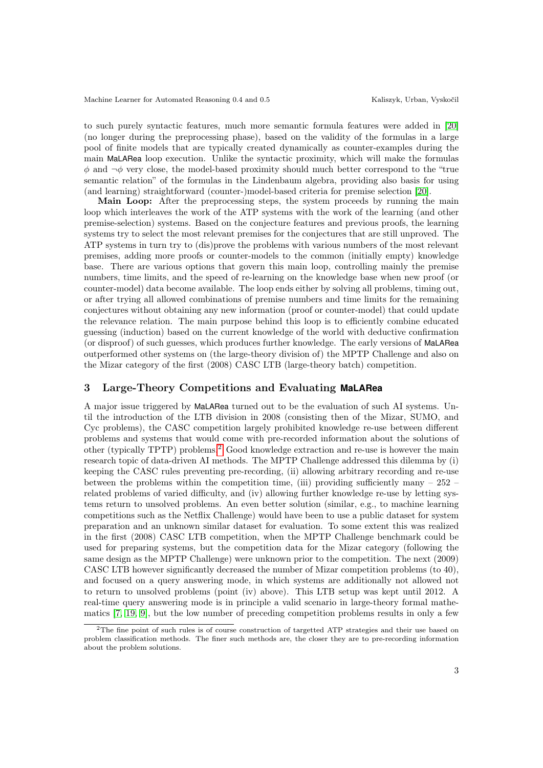to such purely syntactic features, much more semantic formula features were added in [20] (no longer during the preprocessing phase), based on the validity of the formulas in a large pool of finite models that are typically created dynamically as counter-examples during the main MaLARea loop execution. Unlike the syntactic proximity, which will make the formulas $\phi$ and $\neg\phi$ very close, the model-based proximity should much better correspond to the "true semantic relation" of the formulas in the Lindenbaum algebra, providing also basis for using (and learning) straightforward (counter-)model-based criteria for premise selection [20].

**Main Loop:** After the preprocessing steps, the system proceeds by running the main loop which interleaves the work of the ATP systems with the work of the learning (and other premise-selection) systems. Based on the conjecture features and previous proofs, the learning systems try to select the most relevant premises for the conjectures that are still unproved. The ATP systems in turn try to (dis)prove the problems with various numbers of the most relevant premises, adding more proofs or counter-models to the common (initially empty) knowledge base. There are various options that govern this main loop, controlling mainly the premise numbers, time limits, and the speed of re-learning on the knowledge base when new proof (or counter-model) data become available. The loop ends either by solving all problems, timing out, or after trying all allowed combinations of premise numbers and time limits for the remaining conjectures without obtaining any new information (proof or counter-model) that could update the relevance relation. The main purpose behind this loop is to efficiently combine educated guessing (induction) based on the current knowledge of the world with deductive confirmation (or disproof) of such guesses, which produces further knowledge. The early versions of MaLARea outperformed other systems on (the large-theory division of) the MPTP Challenge and also on the Mizar category of the first (2008) CASC LTB (large-theory batch) competition.

## 3 Large-Theory Competitions and Evaluating MaLARea

A major issue triggered by MaLARea turned out to be the evaluation of such AI systems. Until the introduction of the LTB division in 2008 (consisting then of the Mizar, SUMO, and Cyc problems), the CASC competition largely prohibited knowledge re-use between different problems and systems that would come with pre-recorded information about the solutions of other (typically TPTP) problems.[2] Good knowledge extraction and re-use is however the main research topic of data-driven AI methods. The MPTP Challenge addressed this dilemma by (i) keeping the CASC rules preventing pre-recording, (ii) allowing arbitrary recording and re-use between the problems within the competition time, (iii) providing sufficiently many – 252 – related problems of varied difficulty, and (iv) allowing further knowledge re-use by letting systems return to unsolved problems. An even better solution (similar, e.g., to machine learning competitions such as the Netflix Challenge) would have been to use a public dataset for system preparation and an unknown similar dataset for evaluation. To some extent this was realized in the first (2008) CASC LTB competition, when the MPTP Challenge benchmark could be used for preparing systems, but the competition data for the Mizar category (following the same design as the MPTP Challenge) were unknown prior to the competition. The next (2009) CASC LTB however significantly decreased the number of Mizar competition problems (to 40), and focused on a query answering mode, in which systems are additionally not allowed not to return to unsolved problems (point (iv) above). This LTB setup was kept until 2012. A real-time query answering mode is in principle a valid scenario in large-theory formal mathematics [7, 19, 9], but the low number of preceding competition problems results in only a few

[2] The fine point of such rules is of course construction of targetted ATP strategies and their use based on problem classification methods. The finer such methods are, the closer they are to pre-recording information about the problem solutions.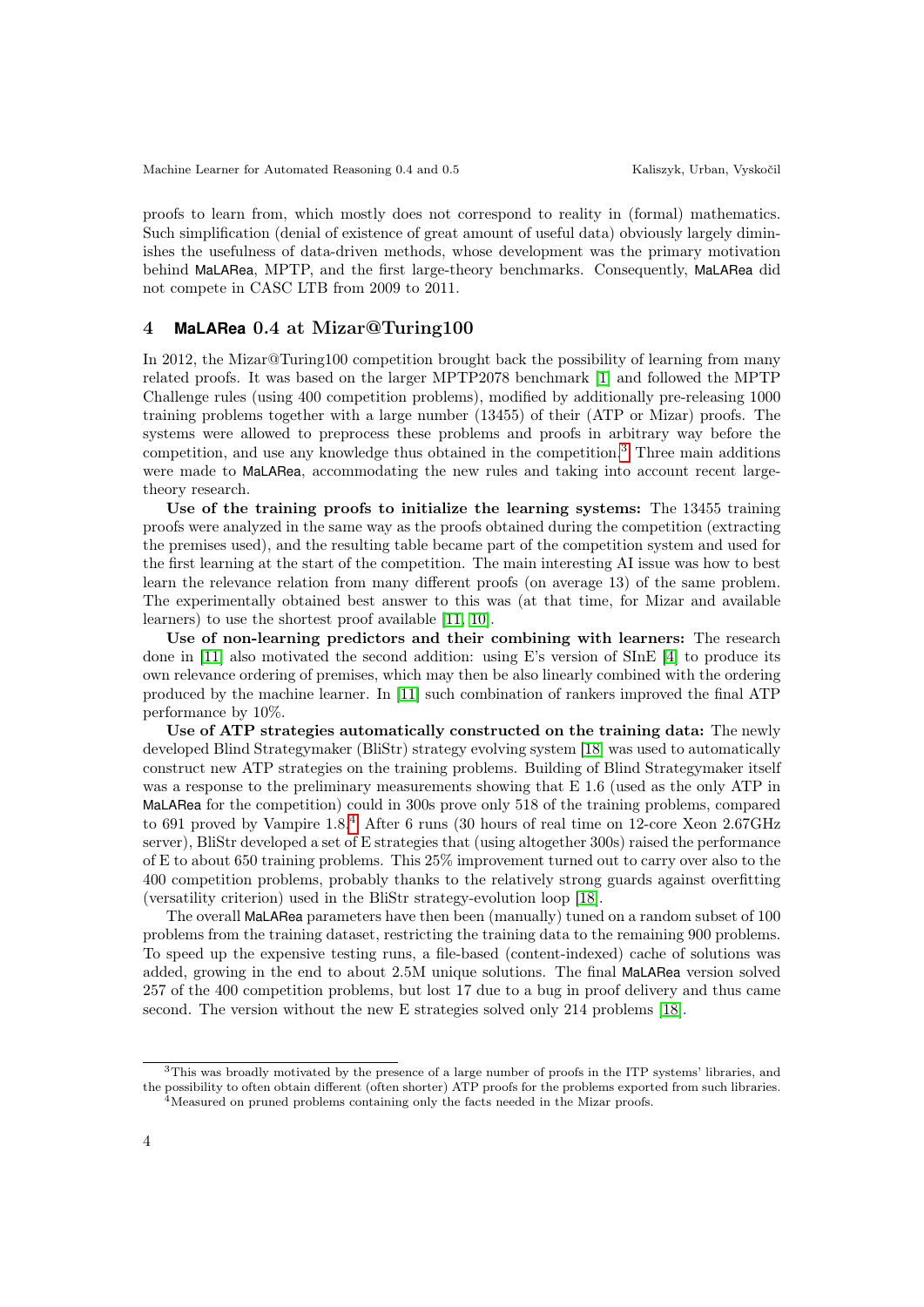proofs to learn from, which mostly does not correspond to reality in (formal) mathematics. Such simplification (denial of existence of great amount of useful data) obviously largely diminishes the usefulness of data-driven methods, whose development was the primary motivation behind MaLARea, MPTP, and the first large-theory benchmarks. Consequently, MaLARea did not compete in CASC LTB from 2009 to 2011.

## 4 MaLARea 0.4 at Mizar@Turing100

In 2012, the Mizar@Turing100 competition brought back the possibility of learning from many related proofs. It was based on the larger MPTP2078 benchmark [1] and followed the MPTP Challenge rules (using 400 competition problems), modified by additionally pre-releasing 1000 training problems together with a large number (13455) of their (ATP or Mizar) proofs. The systems were allowed to preprocess these problems and proofs in arbitrary way before the competition, and use any knowledge thus obtained in the competition.[3] Three main additions were made to MaLARea, accommodating the new rules and taking into account recent large-theory research.

**Use of the training proofs to initialize the learning systems:** The 13455 training proofs were analyzed in the same way as the proofs obtained during the competition (extracting the premises used), and the resulting table became part of the competition system and used for the first learning at the start of the competition. The main interesting AI issue was how to best learn the relevance relation from many different proofs (on average 13) of the same problem. The experimentally obtained best answer to this was (at that time, for Mizar and available learners) to use the shortest proof available [11, 10].

**Use of non-learning predictors and their combining with learners:** The research done in [11] also motivated the second addition: using E's version of SInE [4] to produce its own relevance ordering of premises, which may then be also linearly combined with the ordering produced by the machine learner. In [11] such combination of rankers improved the final ATP performance by 10%.

**Use of ATP strategies automatically constructed on the training data:** The newly developed Blind Strategymaker (BliStr) strategy evolving system [18] was used to automatically construct new ATP strategies on the training problems. Building of Blind Strategymaker itself was a response to the preliminary measurements showing that E 1.6 (used as the only ATP in MaLARea for the competition) could in 300s prove only 518 of the training problems, compared to 691 proved by Vampire 1.8.[4] After 6 runs (30 hours of real time on 12-core Xeon 2.67GHz server), BliStr developed a set of E strategies that (using altogether 300s) raised the performance of E to about 650 training problems. This 25% improvement turned out to carry over also to the 400 competition problems, probably thanks to the relatively strong guards against overfitting (versatility criterion) used in the BliStr strategy-evolution loop [18].

The overall MaLARea parameters have then been (manually) tuned on a random subset of 100 problems from the training dataset, restricting the training data to the remaining 900 problems. To speed up the expensive testing runs, a file-based (content-indexed) cache of solutions was added, growing in the end to about 2.5M unique solutions. The final MaLARea version solved 257 of the 400 competition problems, but lost 17 due to a bug in proof delivery and thus came second. The version without the new E strategies solved only 214 problems [18].

---

[3] This was broadly motivated by the presence of a large number of proofs in the ITP systems' libraries, and the possibility to often obtain different (often shorter) ATP proofs for the problems exported from such libraries.

[4] Measured on pruned problems containing only the facts needed in the Mizar proofs.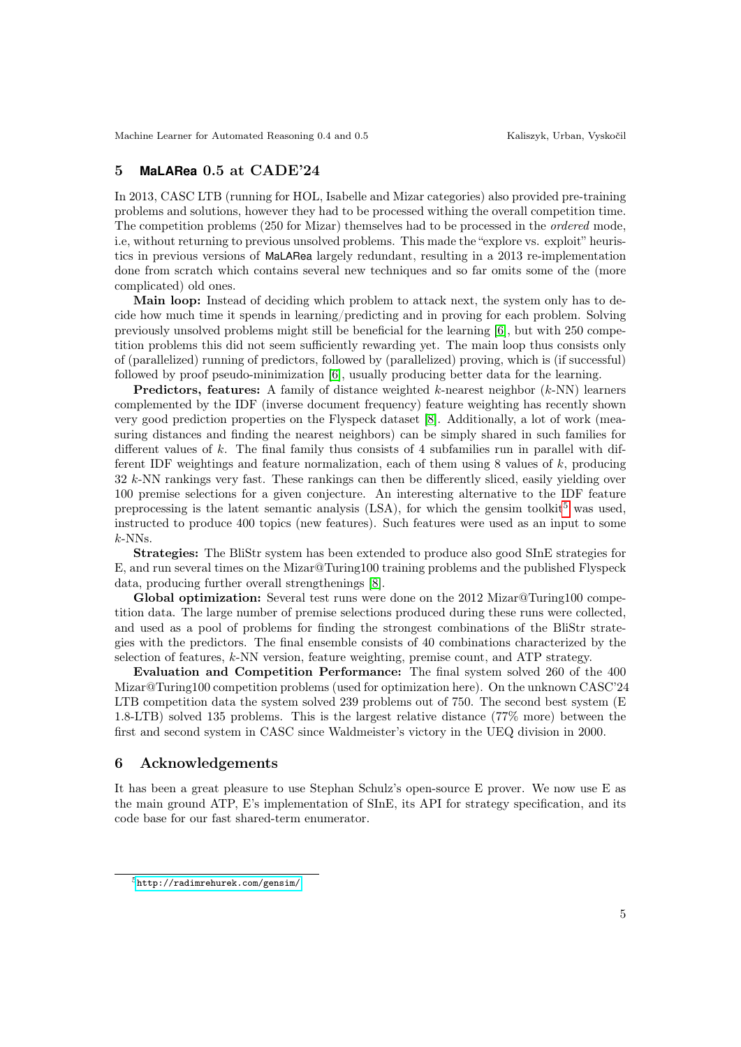## 5 MaLARea 0.5 at CADE'24

In 2013, CASC LTB (running for HOL, Isabelle and Mizar categories) also provided pre-training problems and solutions, however they had to be processed withing the overall competition time. The competition problems (250 for Mizar) themselves had to be processed in the *ordered* mode, i.e, without returning to previous unsolved problems. This made the "explore vs. exploit" heuristics in previous versions of MaLARea largely redundant, resulting in a 2013 re-implementation done from scratch which contains several new techniques and so far omits some of the (more complicated) old ones.

**Main loop:** Instead of deciding which problem to attack next, the system only has to decide how much time it spends in learning/predicting and in proving for each problem. Solving previously unsolved problems might still be beneficial for the learning [6], but with 250 competition problems this did not seem sufficiently rewarding yet. The main loop thus consists only of (parallelized) running of predictors, followed by (parallelized) proving, which is (if successful) followed by proof pseudo-minimization [6], usually producing better data for the learning.

**Predictors, features:** A family of distance weighted $k$-nearest neighbor ($k$-NN) learners complemented by the IDF (inverse document frequency) feature weighting has recently shown very good prediction properties on the Flyspeck dataset [8]. Additionally, a lot of work (measuring distances and finding the nearest neighbors) can be simply shared in such families for different values of $k$. The final family thus consists of 4 subfamilies run in parallel with different IDF weightings and feature normalization, each of them using 8 values of $k$, producing 32 $k$-NN rankings very fast. These rankings can then be differently sliced, easily yielding over 100 premise selections for a given conjecture. An interesting alternative to the IDF feature preprocessing is the latent semantic analysis (LSA), for which the gensim toolkit[5] was used, instructed to produce 400 topics (new features). Such features were used as an input to some $k$-NNs.

**Strategies:** The BliStr system has been extended to produce also good SInE strategies for E, and run several times on the Mizar@Turing100 training problems and the published Flyspeck data, producing further overall strengthenings [8].

**Global optimization:** Several test runs were done on the 2012 Mizar@Turing100 competition data. The large number of premise selections produced during these runs were collected, and used as a pool of problems for finding the strongest combinations of the BliStr strategies with the predictors. The final ensemble consists of 40 combinations characterized by the selection of features, $k$-NN version, feature weighting, premise count, and ATP strategy.

**Evaluation and Competition Performance:** The final system solved 260 of the 400 Mizar@Turing100 competition problems (used for optimization here). On the unknown CASC'24 LTB competition data the system solved 239 problems out of 750. The second best system (E 1.8-LTB) solved 135 problems. This is the largest relative distance (77% more) between the first and second system in CASC since Waldmeister's victory in the UEQ division in 2000.

## 6 Acknowledgements

It has been a great pleasure to use Stephan Schulz's open-source E prover. We now use E as the main ground ATP, E's implementation of SInE, its API for strategy specification, and its code base for our fast shared-term enumerator.

---

[5] http://radimrehurek.com/gensim/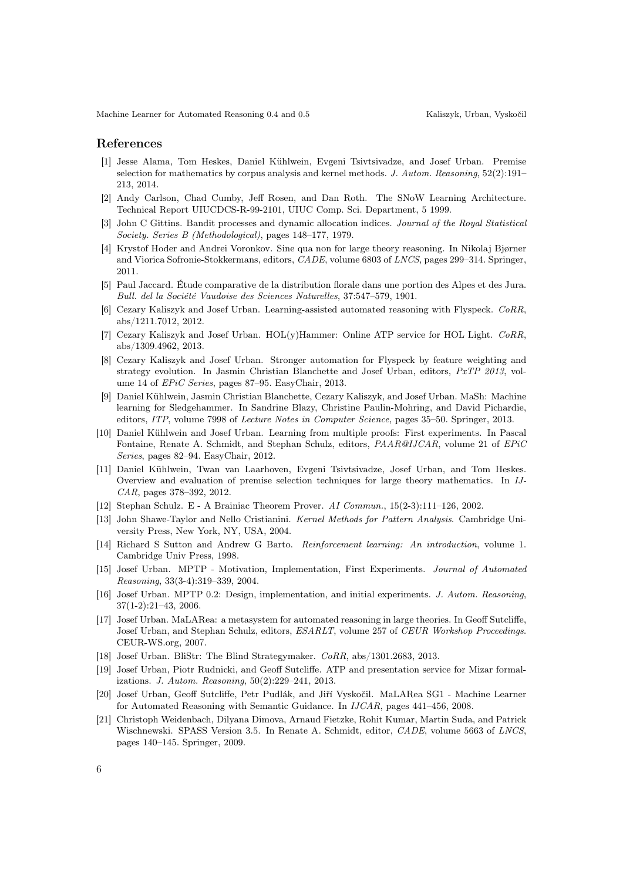## References

[1] Jesse Alama, Tom Heskes, Daniel Kühlwein, Evgeni Tsivtsivadze, and Josef Urban. Premise selection for mathematics by corpus analysis and kernel methods. *J. Autom. Reasoning*, 52(2):191–213, 2014.

[2] Andy Carlson, Chad Cumby, Jeff Rosen, and Dan Roth. The SNoW Learning Architecture. Technical Report UIUCDCS-R-99-2101, UIUC Comp. Sci. Department, 5 1999.

[3] John C Gittins. Bandit processes and dynamic allocation indices. *Journal of the Royal Statistical Society. Series B (Methodological)*, pages 148–177, 1979.

[4] Krystof Hoder and Andrei Voronkov. Sine qua non for large theory reasoning. In Nikolaj Bjørner and Viorica Sofronie-Stokkermans, editors, *CADE*, volume 6803 of *LNCS*, pages 299–314. Springer, 2011.

[5] Paul Jaccard. Étude comparative de la distribution florale dans une portion des Alpes et des Jura. *Bull. del la Société Vaudoise des Sciences Naturelles*, 37:547–579, 1901.

[6] Cezary Kaliszyk and Josef Urban. Learning-assisted automated reasoning with Flyspeck. *CoRR*, abs/1211.7012, 2012.

[7] Cezary Kaliszyk and Josef Urban. HOL(y)Hammer: Online ATP service for HOL Light. *CoRR*, abs/1309.4962, 2013.

[8] Cezary Kaliszyk and Josef Urban. Stronger automation for Flyspeck by feature weighting and strategy evolution. In Jasmin Christian Blanchette and Josef Urban, editors, *PxTP 2013*, volume 14 of *EPiC Series*, pages 87–95. EasyChair, 2013.

[9] Daniel Kühlwein, Jasmin Christian Blanchette, Cezary Kaliszyk, and Josef Urban. MaSh: Machine learning for Sledgehammer. In Sandrine Blazy, Christine Paulin-Mohring, and David Pichardie, editors, *ITP*, volume 7998 of *Lecture Notes in Computer Science*, pages 35–50. Springer, 2013.

[10] Daniel Kühlwein and Josef Urban. Learning from multiple proofs: First experiments. In Pascal Fontaine, Renate A. Schmidt, and Stephan Schulz, editors, *PAAR@IJCAR*, volume 21 of *EPiC Series*, pages 82–94. EasyChair, 2012.

[11] Daniel Kühlwein, Twan van Laarhoven, Evgeni Tsivtsivadze, Josef Urban, and Tom Heskes. Overview and evaluation of premise selection techniques for large theory mathematics. In *IJCAR*, pages 378–392, 2012.

[12] Stephan Schulz. E - A Brainiac Theorem Prover. *AI Commun.*, 15(2-3):111–126, 2002.

[13] John Shawe-Taylor and Nello Cristianini. *Kernel Methods for Pattern Analysis*. Cambridge University Press, New York, NY, USA, 2004.

[14] Richard S Sutton and Andrew G Barto. *Reinforcement learning: An introduction*, volume 1. Cambridge Univ Press, 1998.

[15] Josef Urban. MPTP - Motivation, Implementation, First Experiments. *Journal of Automated Reasoning*, 33(3-4):319–339, 2004.

[16] Josef Urban. MPTP 0.2: Design, implementation, and initial experiments. *J. Autom. Reasoning*, 37(1-2):21–43, 2006.

[17] Josef Urban. MaLARea: a metasystem for automated reasoning in large theories. In Geoff Sutcliffe, Josef Urban, and Stephan Schulz, editors, *ESARLT*, volume 257 of *CEUR Workshop Proceedings*. CEUR-WS.org, 2007.

[18] Josef Urban. BliStr: The Blind Strategymaker. *CoRR*, abs/1301.2683, 2013.

[19] Josef Urban, Piotr Rudnicki, and Geoff Sutcliffe. ATP and presentation service for Mizar formalizations. *J. Autom. Reasoning*, 50(2):229–241, 2013.

[20] Josef Urban, Geoff Sutcliffe, Petr Pudlák, and Jiří Vyskočil. MaLARea SG1 - Machine Learner for Automated Reasoning with Semantic Guidance. In *IJCAR*, pages 441–456, 2008.

[21] Christoph Weidenbach, Dilyana Dimova, Arnaud Fietzke, Rohit Kumar, Martin Suda, and Patrick Wischnewski. SPASS Version 3.5. In Renate A. Schmidt, editor, *CADE*, volume 5663 of *LNCS*, pages 140–145. Springer, 2009.